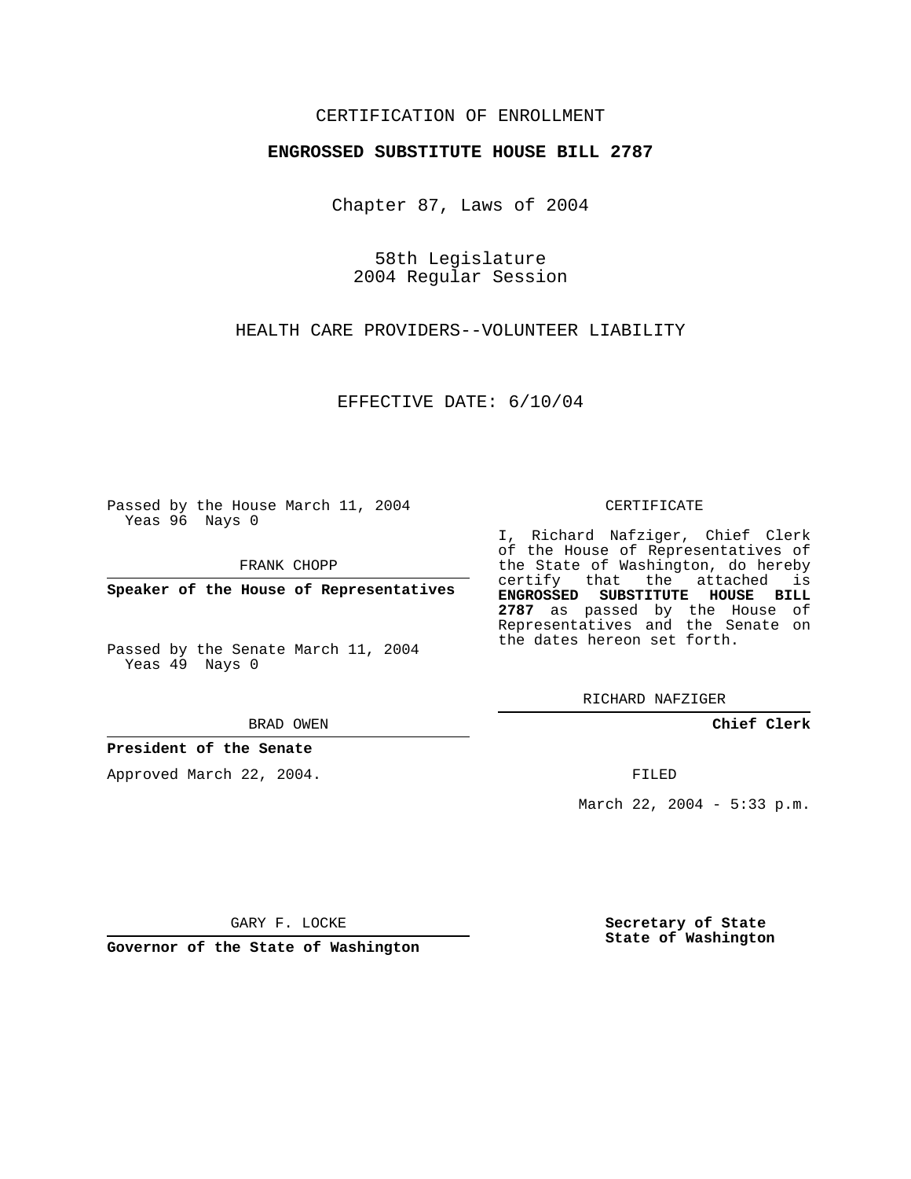CERTIFICATION OF ENROLLMENT

**ENGROSSED SUBSTITUTE HOUSE BILL 2787**

Chapter 87, Laws of 2004

58th Legislature
2004 Regular Session

HEALTH CARE PROVIDERS--VOLUNTEER LIABILITY

EFFECTIVE DATE: 6/10/04

Passed by the House March 11, 2004
Yeas 96 Nays 0

FRANK CHOPP

**Speaker of the House of Representatives**

Passed by the Senate March 11, 2004
Yeas 49 Nays 0

BRAD OWEN

**President of the Senate**

Approved March 22, 2004.

GARY F. LOCKE

**Governor of the State of Washington**

CERTIFICATE

I, Richard Nafziger, Chief Clerk of the House of Representatives of the State of Washington, do hereby certify that the attached is **ENGROSSED SUBSTITUTE HOUSE BILL 2787** as passed by the House of Representatives and the Senate on the dates hereon set forth.

RICHARD NAFZIGER

**Chief Clerk**

FILED

March 22, 2004 - 5:33 p.m.

**Secretary of State**
**State of Washington**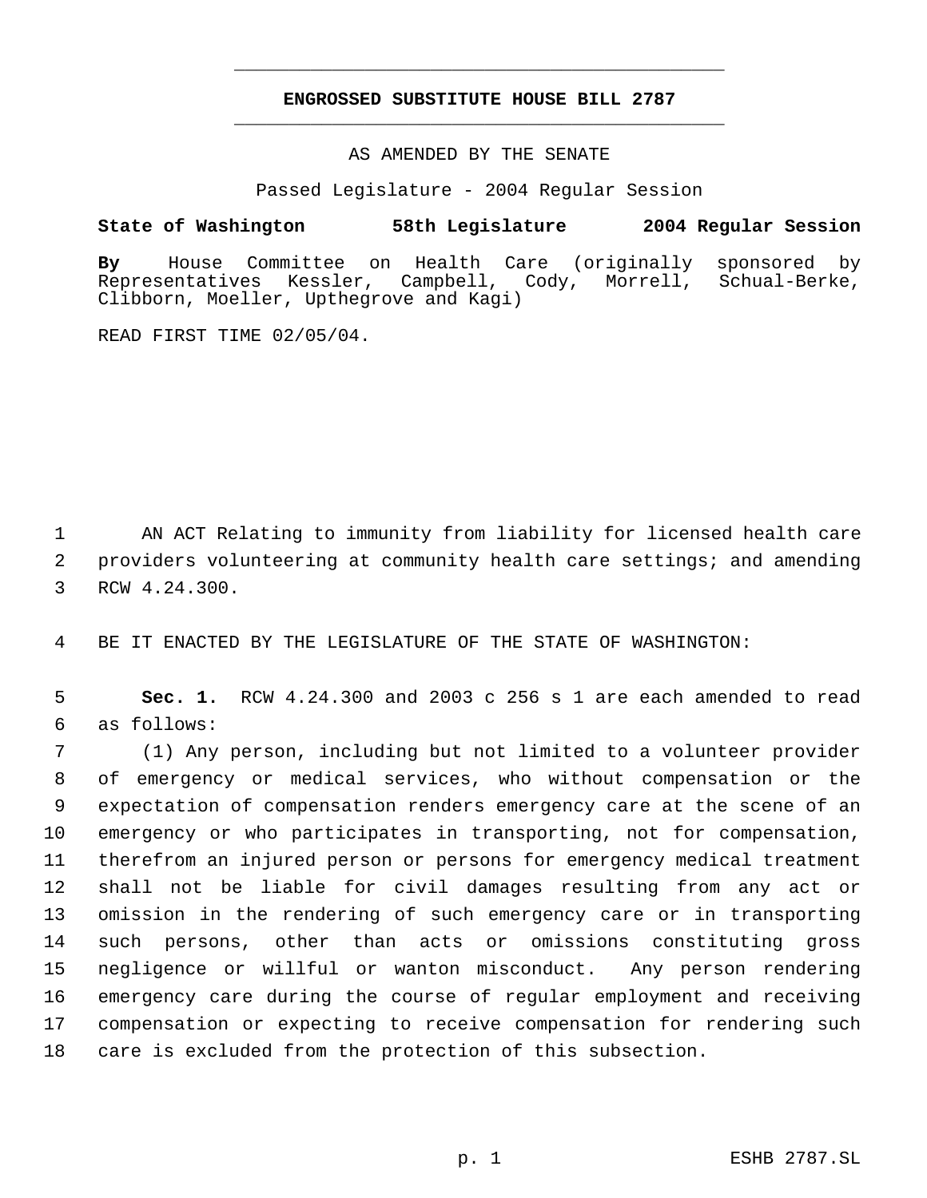# ENGROSSED SUBSTITUTE HOUSE BILL 2787

AS AMENDED BY THE SENATE

Passed Legislature - 2004 Regular Session

**State of Washington 58th Legislature 2004 Regular Session**

**By** House Committee on Health Care (originally sponsored by Representatives Kessler, Campbell, Cody, Morrell, Schual-Berke, Clibborn, Moeller, Upthegrove and Kagi)

READ FIRST TIME 02/05/04.

1 AN ACT Relating to immunity from liability for licensed health care
2 providers volunteering at community health care settings; and amending
3 RCW 4.24.300.

4 BE IT ENACTED BY THE LEGISLATURE OF THE STATE OF WASHINGTON:

5 **Sec. 1.** RCW 4.24.300 and 2003 c 256 s 1 are each amended to read
6 as follows:
7 (1) Any person, including but not limited to a volunteer provider
8 of emergency or medical services, who without compensation or the
9 expectation of compensation renders emergency care at the scene of an
10 emergency or who participates in transporting, not for compensation,
11 therefrom an injured person or persons for emergency medical treatment
12 shall not be liable for civil damages resulting from any act or
13 omission in the rendering of such emergency care or in transporting
14 such persons, other than acts or omissions constituting gross
15 negligence or willful or wanton misconduct. Any person rendering
16 emergency care during the course of regular employment and receiving
17 compensation or expecting to receive compensation for rendering such
18 care is excluded from the protection of this subsection.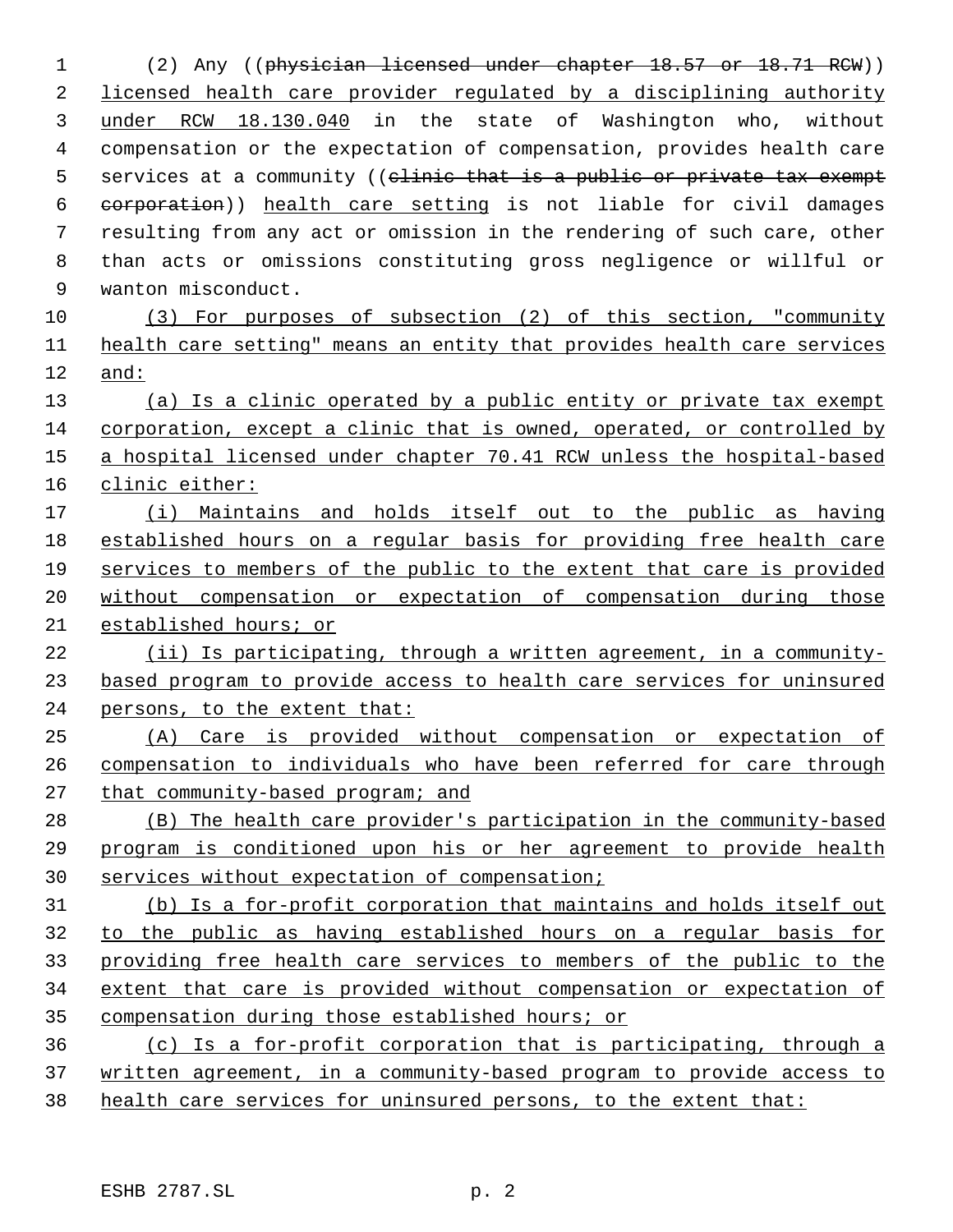(2) Any ((~~physician licensed under chapter 18.57 or 18.71 RCW~~)) <u>licensed health care provider regulated by a disciplining authority under RCW 18.130.040</u> in the state of Washington who, without compensation or the expectation of compensation, provides health care services at a community ((~~clinic that is a public or private tax exempt corporation~~)) <u>health care setting</u> is not liable for civil damages resulting from any act or omission in the rendering of such care, other than acts or omissions constituting gross negligence or willful or wanton misconduct.

<u>(3) For purposes of subsection (2) of this section, "community health care setting" means an entity that provides health care services and:</u>

<u>(a) Is a clinic operated by a public entity or private tax exempt corporation, except a clinic that is owned, operated, or controlled by a hospital licensed under chapter 70.41 RCW unless the hospital-based clinic either:</u>

<u>(i) Maintains and holds itself out to the public as having established hours on a regular basis for providing free health care services to members of the public to the extent that care is provided without compensation or expectation of compensation during those established hours; or</u>

<u>(ii) Is participating, through a written agreement, in a community-based program to provide access to health care services for uninsured persons, to the extent that:</u>

<u>(A) Care is provided without compensation or expectation of compensation to individuals who have been referred for care through that community-based program; and</u>

<u>(B) The health care provider's participation in the community-based program is conditioned upon his or her agreement to provide health services without expectation of compensation;</u>

<u>(b) Is a for-profit corporation that maintains and holds itself out to the public as having established hours on a regular basis for providing free health care services to members of the public to the extent that care is provided without compensation or expectation of compensation during those established hours; or</u>

<u>(c) Is a for-profit corporation that is participating, through a written agreement, in a community-based program to provide access to health care services for uninsured persons, to the extent that:</u>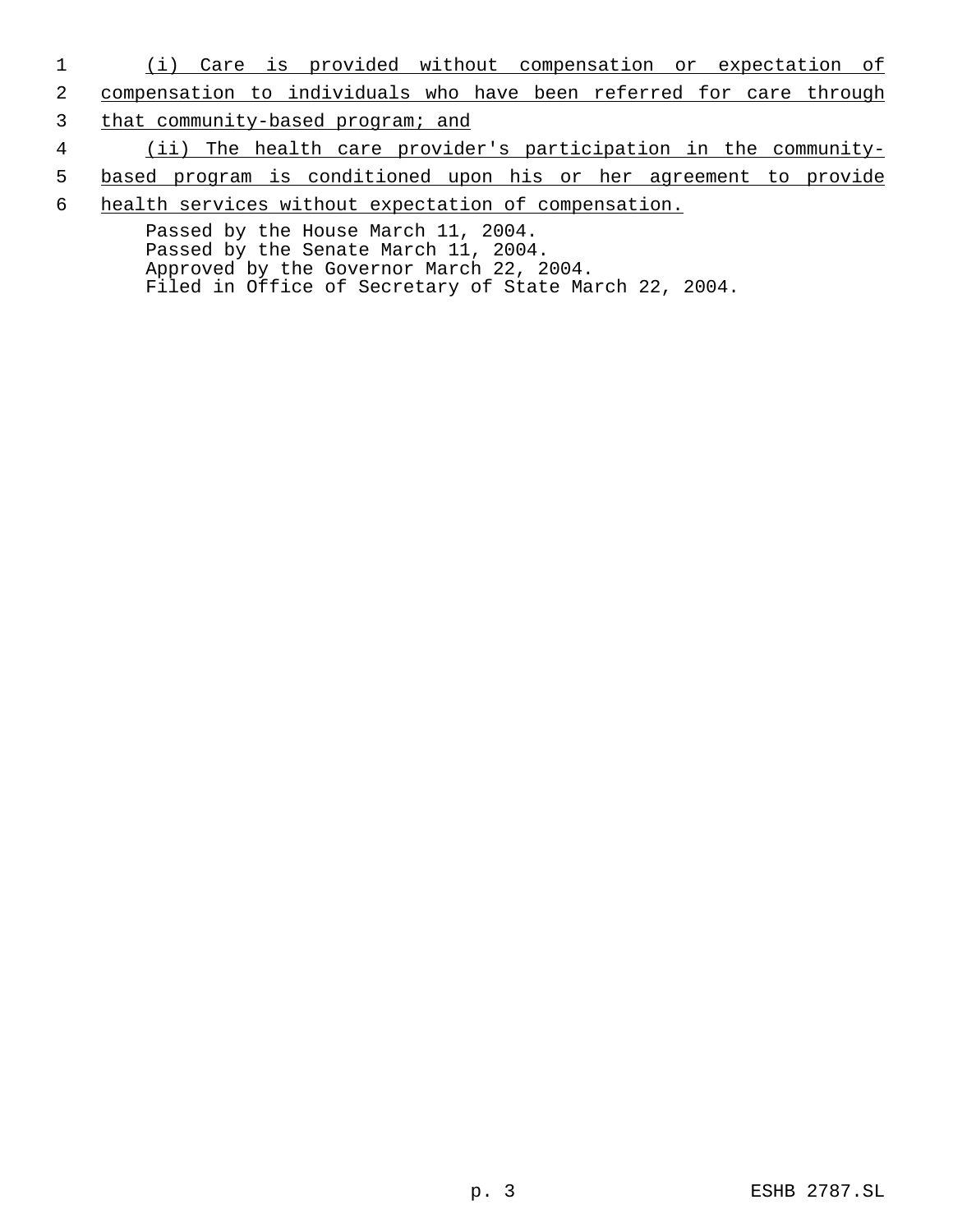(i) Care is provided without compensation or expectation of compensation to individuals who have been referred for care through that community-based program; and

(ii) The health care provider's participation in the community-based program is conditioned upon his or her agreement to provide health services without expectation of compensation.

Passed by the House March 11, 2004.
Passed by the Senate March 11, 2004.
Approved by the Governor March 22, 2004.
Filed in Office of Secretary of State March 22, 2004.